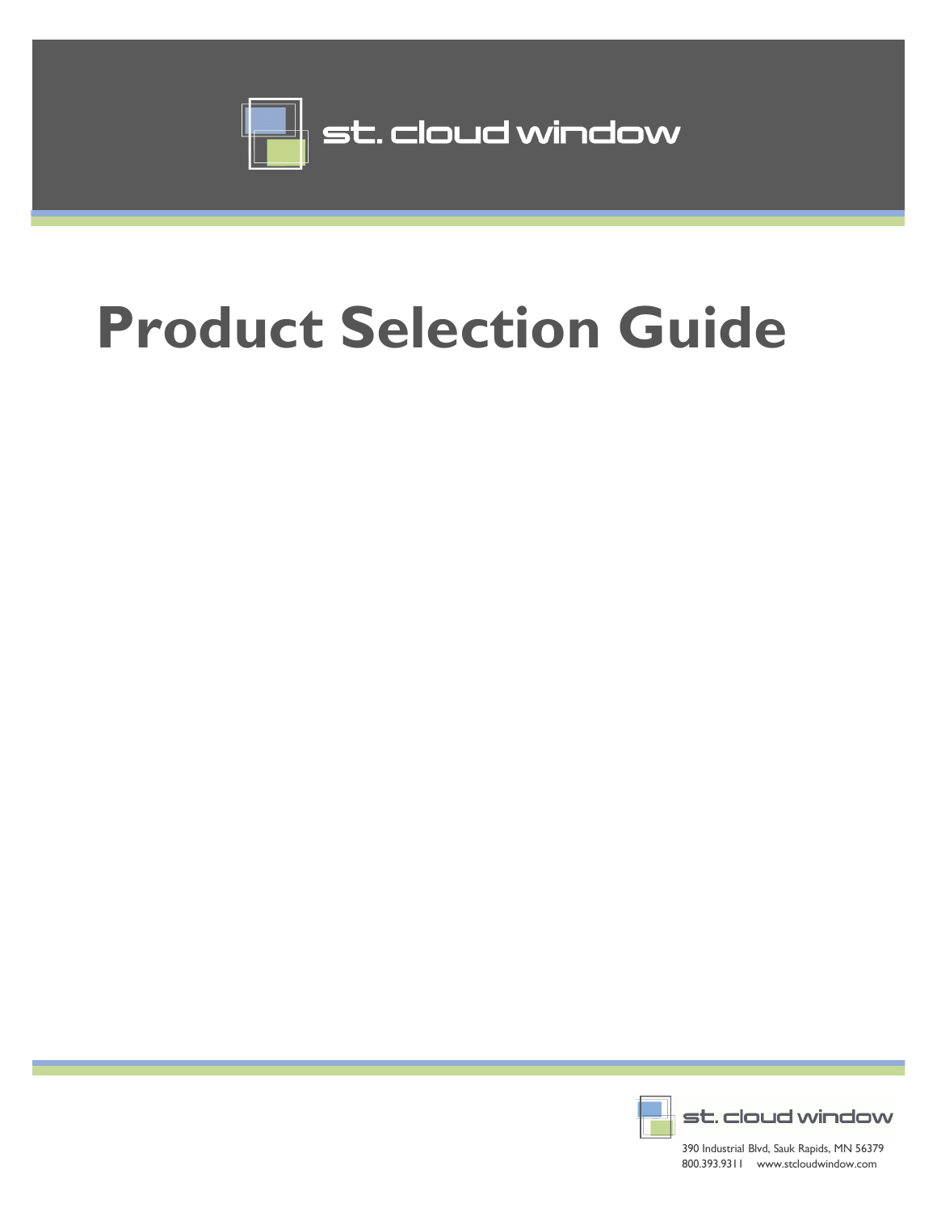st. cloud window

# Product Selection Guide

st. cloud window

390 Industrial Blvd, Sauk Rapids, MN 56379
800.393.9311 www.stcloudwindow.com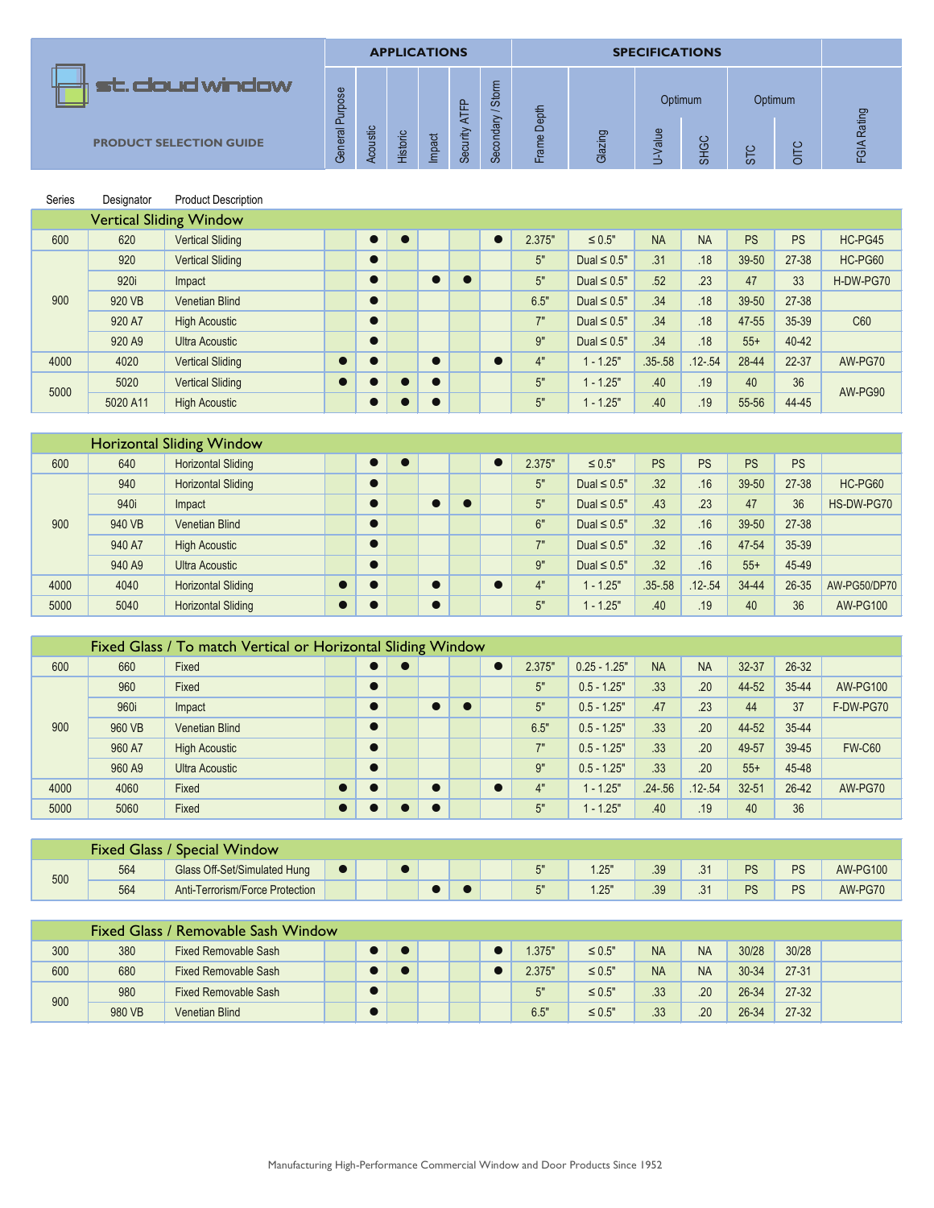# st. cloud window

**PRODUCT SELECTION GUIDE**

| Series | Designator | Product Description | General Purpose | Acoustic | Historic | Impact | Security ATFP | Secondary / Storm | Frame Depth | Glazing | U-Value (Optimum) | SHGC (Optimum) | STC (Optimum) | OITC (Optimum) | FGIA Rating |
|---|---|---|---|---|---|---|---|---|---|---|---|---|---|---|---|
| | | | APPLICATIONS | | | | | | SPECIFICATIONS | | | | | | |
| **Vertical Sliding Window** | | | | | | | | | | | | | | | |
| 600 | 620 | Vertical Sliding | | ● | ● | | | ● | 2.375" | ≤ 0.5" | NA | NA | PS | PS | HC-PG45 |
| 900 | 920 | Vertical Sliding | | ● | | | | | 5" | Dual ≤ 0.5" | .31 | .18 | 39-50 | 27-38 | HC-PG60 |
| 900 | 920i | Impact | | ● | | ● | ● | | 5" | Dual ≤ 0.5" | .52 | .23 | 47 | 33 | H-DW-PG70 |
| 900 | 920 VB | Venetian Blind | | ● | | | | | 6.5" | Dual ≤ 0.5" | .34 | .18 | 39-50 | 27-38 | |
| 900 | 920 A7 | High Acoustic | | ● | | | | | 7" | Dual ≤ 0.5" | .34 | .18 | 47-55 | 35-39 | C60 |
| 900 | 920 A9 | Ultra Acoustic | | ● | | | | | 9" | Dual ≤ 0.5" | .34 | .18 | 55+ | 40-42 | |
| 4000 | 4020 | Vertical Sliding | ● | ● | | ● | | ● | 4" | 1 - 1.25" | .35-.58 | .12-.54 | 28-44 | 22-37 | AW-PG70 |
| 5000 | 5020 | Vertical Sliding | ● | ● | ● | ● | | | 5" | 1 - 1.25" | .40 | .19 | 40 | 36 | AW-PG90 |
| 5000 | 5020 A11 | High Acoustic | | ● | ● | ● | | | 5" | 1 - 1.25" | .40 | .19 | 55-56 | 44-45 | AW-PG90 |
| **Horizontal Sliding Window** | | | | | | | | | | | | | | | |
| 600 | 640 | Horizontal Sliding | | ● | ● | | | ● | 2.375" | ≤ 0.5" | PS | PS | PS | PS | |
| 900 | 940 | Horizontal Sliding | | ● | | | | | 5" | Dual ≤ 0.5" | .32 | .16 | 39-50 | 27-38 | HC-PG60 |
| 900 | 940i | Impact | | ● | | ● | ● | | 5" | Dual ≤ 0.5" | .43 | .23 | 47 | 36 | HS-DW-PG70 |
| 900 | 940 VB | Venetian Blind | | ● | | | | | 6" | Dual ≤ 0.5" | .32 | .16 | 39-50 | 27-38 | |
| 900 | 940 A7 | High Acoustic | | ● | | | | | 7" | Dual ≤ 0.5" | .32 | .16 | 47-54 | 35-39 | |
| 900 | 940 A9 | Ultra Acoustic | | ● | | | | | 9" | Dual ≤ 0.5" | .32 | .16 | 55+ | 45-49 | |
| 4000 | 4040 | Horizontal Sliding | ● | ● | | ● | | ● | 4" | 1 - 1.25" | .35-.58 | .12-.54 | 34-44 | 26-35 | AW-PG50/DP70 |
| 5000 | 5040 | Horizontal Sliding | ● | ● | | ● | | | 5" | 1 - 1.25" | .40 | .19 | 40 | 36 | AW-PG100 |
| **Fixed Glass / To match Vertical or Horizontal Sliding Window** | | | | | | | | | | | | | | | |
| 600 | 660 | Fixed | | ● | ● | | | ● | 2.375" | 0.25 - 1.25" | NA | NA | 32-37 | 26-32 | |
| 900 | 960 | Fixed | | ● | | | | | 5" | 0.5 - 1.25" | .33 | .20 | 44-52 | 35-44 | AW-PG100 |
| 900 | 960i | Impact | | ● | | ● | ● | | 5" | 0.5 - 1.25" | .47 | .23 | 44 | 37 | F-DW-PG70 |
| 900 | 960 VB | Venetian Blind | | ● | | | | | 6.5" | 0.5 - 1.25" | .33 | .20 | 44-52 | 35-44 | |
| 900 | 960 A7 | High Acoustic | | ● | | | | | 7" | 0.5 - 1.25" | .33 | .20 | 49-57 | 39-45 | FW-C60 |
| 900 | 960 A9 | Ultra Acoustic | | ● | | | | | 9" | 0.5 - 1.25" | .33 | .20 | 55+ | 45-48 | |
| 4000 | 4060 | Fixed | ● | ● | | ● | | ● | 4" | 1 - 1.25" | .24-.56 | .12-.54 | 32-51 | 26-42 | AW-PG70 |
| 5000 | 5060 | Fixed | ● | ● | ● | ● | | | 5" | 1 - 1.25" | .40 | .19 | 40 | 36 | |
| **Fixed Glass / Special Window** | | | | | | | | | | | | | | | |
| 500 | 564 | Glass Off-Set/Simulated Hung | ● | | ● | | | | 5" | 1.25" | .39 | .31 | PS | PS | AW-PG100 |
| 500 | 564 | Anti-Terrorism/Force Protection | | | | ● | ● | | 5" | 1.25" | .39 | .31 | PS | PS | AW-PG70 |
| **Fixed Glass / Removable Sash Window** | | | | | | | | | | | | | | | |
| 300 | 380 | Fixed Removable Sash | | ● | ● | | | ● | 1.375" | ≤ 0.5" | NA | NA | 30/28 | 30/28 | |
| 600 | 680 | Fixed Removable Sash | | ● | ● | | | ● | 2.375" | ≤ 0.5" | NA | NA | 30-34 | 27-31 | |
| 900 | 980 | Fixed Removable Sash | | ● | | | | | 5" | ≤ 0.5" | .33 | .20 | 26-34 | 27-32 | |
| 900 | 980 VB | Venetian Blind | | ● | | | | | 6.5" | ≤ 0.5" | .33 | .20 | 26-34 | 27-32 | |

Manufacturing High-Performance Commercial Window and Door Products Since 1952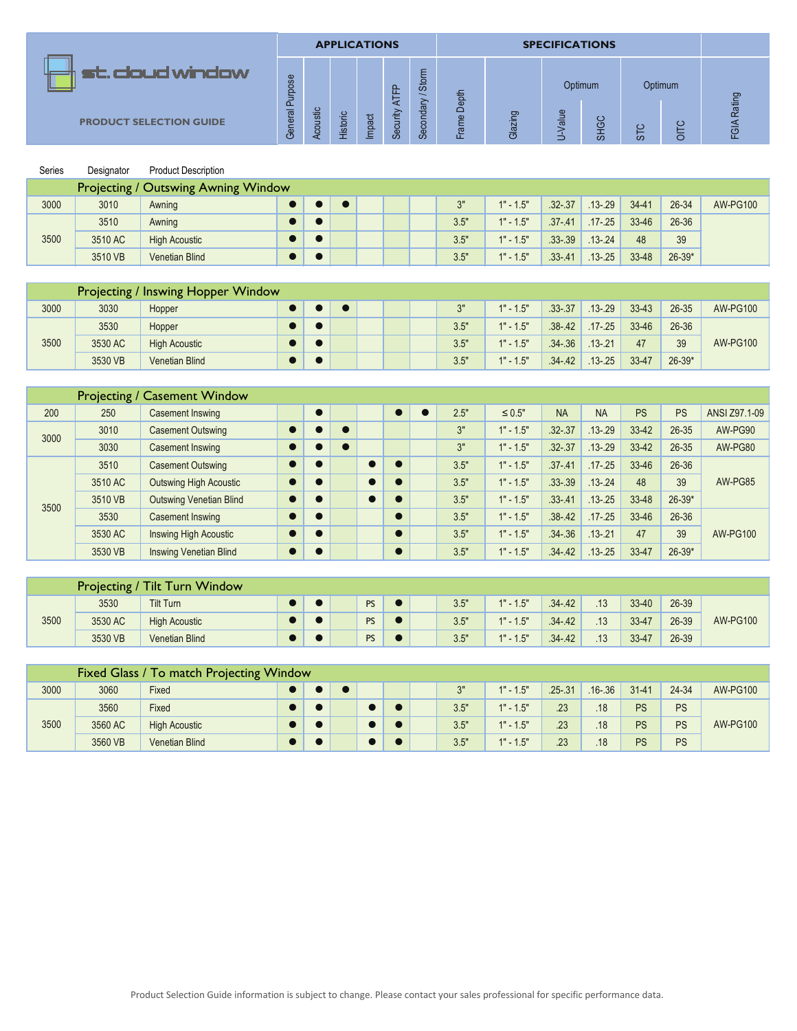# st. cloud window

**PRODUCT SELECTION GUIDE**

| Series | Designator | Product Description | General Purpose | Acoustic | Historic | Impact | Security ATFP | Secondary / Storm | Frame Depth | Glazing | Optimum U-Value | Optimum SHGC | Optimum STC | Optimum OITC | FGIA Rating |
|---|---|---|---|---|---|---|---|---|---|---|---|---|---|---|---|
| **Projecting / Outswing Awning Window** | | | | | | | | | | | | | | | |
| 3000 | 3010 | Awning | ● | ● | ● | | | | 3" | 1" - 1.5" | .32-.37 | .13-.29 | 34-41 | 26-34 | AW-PG100 |
| 3500 | 3510 | Awning | ● | ● | | | | | 3.5" | 1" - 1.5" | .37-.41 | .17-.25 | 33-46 | 26-36 | |
| | 3510 AC | High Acoustic | ● | ● | | | | | 3.5" | 1" - 1.5" | .33-.39 | .13-.24 | 48 | 39 | |
| | 3510 VB | Venetian Blind | ● | ● | | | | | 3.5" | 1" - 1.5" | .33-.41 | .13-.25 | 33-48 | 26-39* | |
| **Projecting / Inswing Hopper Window** | | | | | | | | | | | | | | | |
| 3000 | 3030 | Hopper | ● | ● | ● | | | | 3" | 1" - 1.5" | .33-.37 | .13-.29 | 33-43 | 26-35 | AW-PG100 |
| 3500 | 3530 | Hopper | ● | ● | | | | | 3.5" | 1" - 1.5" | .38-.42 | .17-.25 | 33-46 | 26-36 | AW-PG100 |
| | 3530 AC | High Acoustic | ● | ● | | | | | 3.5" | 1" - 1.5" | .34-.36 | .13-.21 | 47 | 39 | |
| | 3530 VB | Venetian Blind | ● | ● | | | | | 3.5" | 1" - 1.5" | .34-.42 | .13-.25 | 33-47 | 26-39* | |
| **Projecting / Casement Window** | | | | | | | | | | | | | | | |
| 200 | 250 | Casement Inswing | | ● | | | ● | ● | 2.5" | ≤ 0.5" | NA | NA | PS | PS | ANSI Z97.1-09 |
| 3000 | 3010 | Casement Outswing | ● | ● | ● | | | | 3" | 1" - 1.5" | .32-.37 | .13-.29 | 33-42 | 26-35 | AW-PG90 |
| | 3030 | Casement Inswing | ● | ● | ● | | | | 3" | 1" - 1.5" | .32-.37 | .13-.29 | 33-42 | 26-35 | AW-PG80 |
| 3500 | 3510 | Casement Outswing | ● | ● | | ● | ● | | 3.5" | 1" - 1.5" | .37-.41 | .17-.25 | 33-46 | 26-36 | AW-PG85 |
| | 3510 AC | Outswing High Acoustic | ● | ● | | ● | ● | | 3.5" | 1" - 1.5" | .33-.39 | .13-.24 | 48 | 39 | |
| | 3510 VB | Outswing Venetian Blind | ● | ● | | ● | ● | | 3.5" | 1" - 1.5" | .33-.41 | .13-.25 | 33-48 | 26-39* | |
| | 3530 | Casement Inswing | ● | ● | | | ● | | 3.5" | 1" - 1.5" | .38-.42 | .17-.25 | 33-46 | 26-36 | AW-PG100 |
| | 3530 AC | Inswing High Acoustic | ● | ● | | | ● | | 3.5" | 1" - 1.5" | .34-.36 | .13-.21 | 47 | 39 | |
| | 3530 VB | Inswing Venetian Blind | ● | ● | | | ● | | 3.5" | 1" - 1.5" | .34-.42 | .13-.25 | 33-47 | 26-39* | |
| **Projecting / Tilt Turn Window** | | | | | | | | | | | | | | | |
| 3500 | 3530 | Tilt Turn | ● | ● | | PS | ● | | 3.5" | 1" - 1.5" | .34-.42 | .13 | 33-40 | 26-39 | AW-PG100 |
| | 3530 AC | High Acoustic | ● | ● | | PS | ● | | 3.5" | 1" - 1.5" | .34-.42 | .13 | 33-47 | 26-39 | |
| | 3530 VB | Venetian Blind | ● | ● | | PS | ● | | 3.5" | 1" - 1.5" | .34-.42 | .13 | 33-47 | 26-39 | |
| **Fixed Glass / To match Projecting Window** | | | | | | | | | | | | | | | |
| 3000 | 3060 | Fixed | ● | ● | ● | | | | 3" | 1" - 1.5" | .25-.31 | .16-.36 | 31-41 | 24-34 | AW-PG100 |
| 3500 | 3560 | Fixed | ● | ● | | ● | ● | | 3.5" | 1" - 1.5" | .23 | .18 | PS | PS | AW-PG100 |
| | 3560 AC | High Acoustic | ● | ● | | ● | ● | | 3.5" | 1" - 1.5" | .23 | .18 | PS | PS | |
| | 3560 VB | Venetian Blind | ● | ● | | ● | ● | | 3.5" | 1" - 1.5" | .23 | .18 | PS | PS | |

Product Selection Guide information is subject to change. Please contact your sales professional for specific performance data.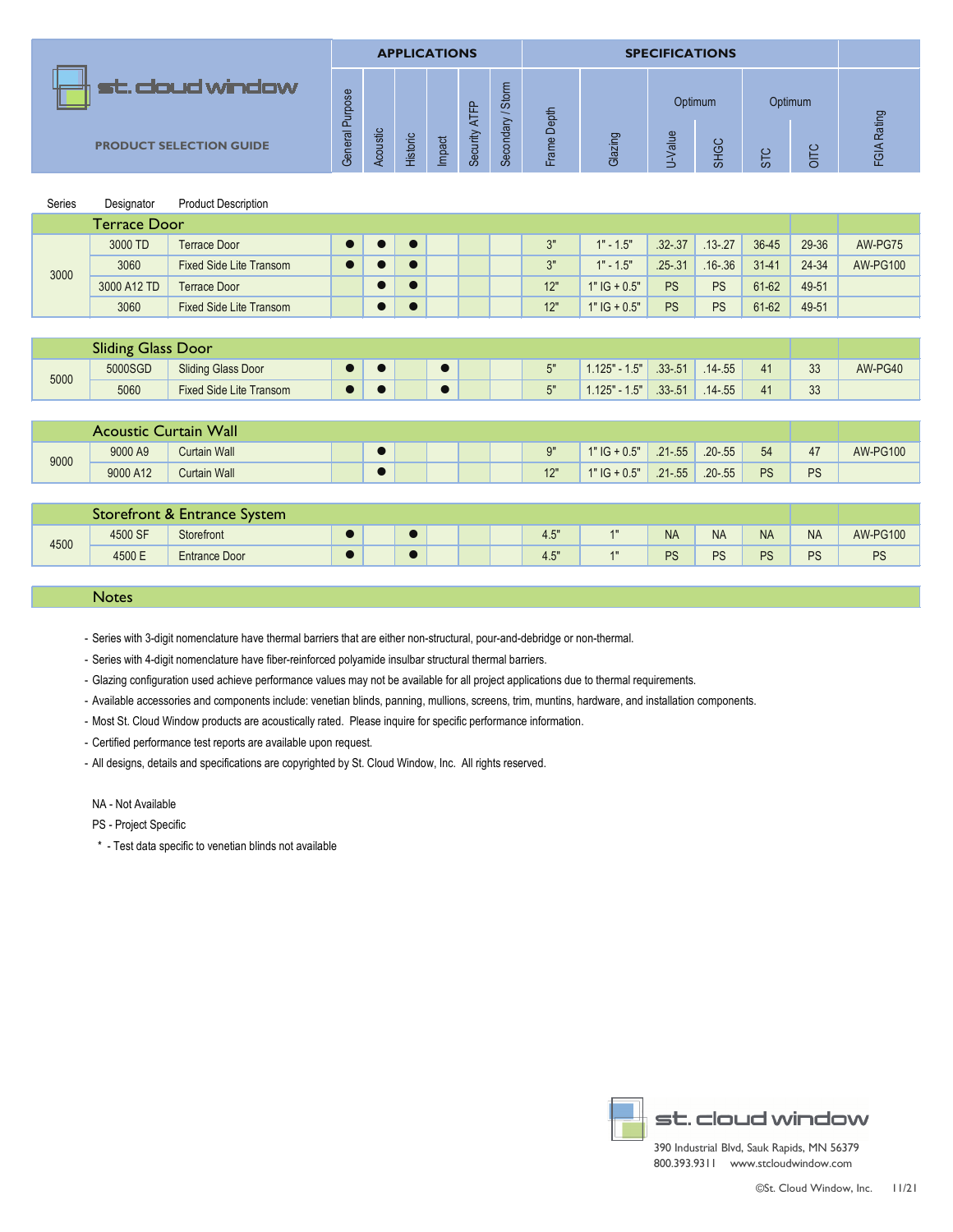# st. cloud window

**PRODUCT SELECTION GUIDE**

| Series | Designator | Product Description | General Purpose | Acoustic | Historic | Impact | Security ATFP | Secondary / Storm | Frame Depth | Glazing | Optimum U-Value | Optimum SHGC | Optimum STC | Optimum OITC | FGIA Rating |
|---|---|---|---|---|---|---|---|---|---|---|---|---|---|---|---|
| | | **Terrace Door** | | | | | | | | | | | | | |
| 3000 | 3000 TD | Terrace Door | ● | ● | ● | | | | 3" | 1" - 1.5" | .32-.37 | .13-.27 | 36-45 | 29-36 | AW-PG75 |
| | 3060 | Fixed Side Lite Transom | ● | ● | ● | | | | 3" | 1" - 1.5" | .25-.31 | .16-.36 | 31-41 | 24-34 | AW-PG100 |
| | 3000 A12 TD | Terrace Door | | ● | ● | | | | 12" | 1" IG + 0.5" | PS | PS | 61-62 | 49-51 | |
| | 3060 | Fixed Side Lite Transom | | ● | ● | | | | 12" | 1" IG + 0.5" | PS | PS | 61-62 | 49-51 | |
| | | **Sliding Glass Door** | | | | | | | | | | | | | |
| 5000 | 5000SGD | Sliding Glass Door | ● | ● | | ● | | | 5" | 1.125" - 1.5" | .33-.51 | .14-.55 | 41 | 33 | AW-PG40 |
| | 5060 | Fixed Side Lite Transom | ● | ● | | ● | | | 5" | 1.125" - 1.5" | .33-.51 | .14-.55 | 41 | 33 | |
| | | **Acoustic Curtain Wall** | | | | | | | | | | | | | |
| 9000 | 9000 A9 | Curtain Wall | | ● | | | | | 9" | 1" IG + 0.5" | .21-.55 | .20-.55 | 54 | 47 | AW-PG100 |
| | 9000 A12 | Curtain Wall | | ● | | | | | 12" | 1" IG + 0.5" | .21-.55 | .20-.55 | PS | PS | |
| | | **Storefront & Entrance System** | | | | | | | | | | | | | |
| 4500 | 4500 SF | Storefront | ● | | ● | | | | 4.5" | 1" | NA | NA | NA | NA | AW-PG100 |
| | 4500 E | Entrance Door | ● | | ● | | | | 4.5" | 1" | PS | PS | PS | PS | PS |

## Notes

- Series with 3-digit nomenclature have thermal barriers that are either non-structural, pour-and-debridge or non-thermal.
- Series with 4-digit nomenclature have fiber-reinforced polyamide insulbar structural thermal barriers.
- Glazing configuration used achieve performance values may not be available for all project applications due to thermal requirements.
- Available accessories and components include: venetian blinds, panning, mullions, screens, trim, muntins, hardware, and installation components.
- Most St. Cloud Window products are acoustically rated. Please inquire for specific performance information.
- Certified performance test reports are available upon request.
- All designs, details and specifications are copyrighted by St. Cloud Window, Inc. All rights reserved.

NA - Not Available

PS - Project Specific

\* - Test data specific to venetian blinds not available

st. cloud window

390 Industrial Blvd, Sauk Rapids, MN 56379

800.393.9311 www.stcloudwindow.com

©St. Cloud Window, Inc. 11/21